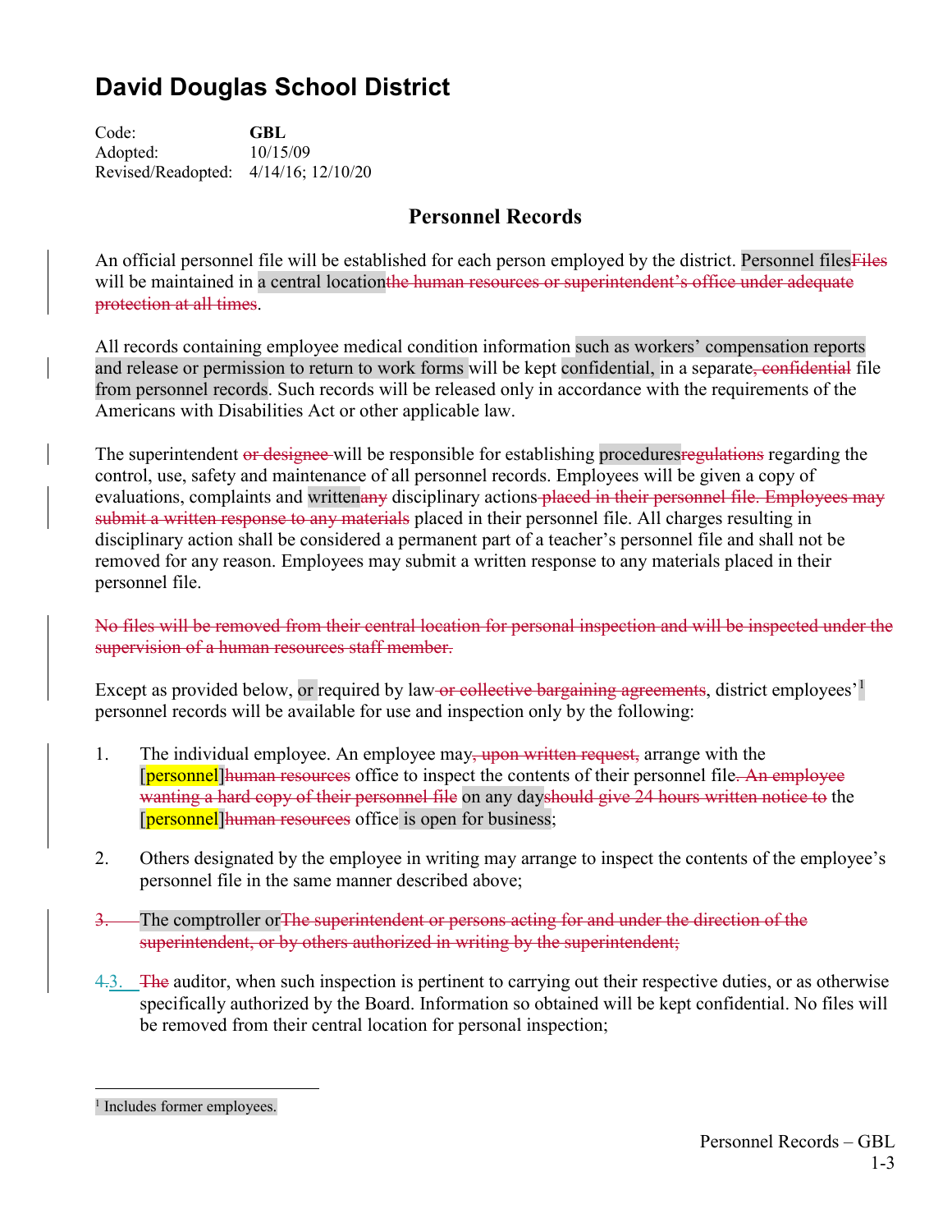# David Douglas School District

Code: **GBL**
Adopted: 10/15/09
Revised/Readopted: 4/14/16; 12/10/20

## Personnel Records

An official personnel file will be established for each person employed by the district. Personnel files~~Files~~ will be maintained in a central location~~the human resources or superintendent's office under adequate protection at all times~~.

All records containing employee medical condition information such as workers' compensation reports and release or permission to return to work forms will be kept confidential, in a separate~~, confidential~~ file from personnel records. Such records will be released only in accordance with the requirements of the Americans with Disabilities Act or other applicable law.

The superintendent ~~or designee~~ will be responsible for establishing procedures~~regulations~~ regarding the control, use, safety and maintenance of all personnel records. Employees will be given a copy of evaluations, complaints and written~~any~~ disciplinary actions ~~placed in their personnel file. Employees may submit a written response to any materials~~ placed in their personnel file. All charges resulting in disciplinary action shall be considered a permanent part of a teacher's personnel file and shall not be removed for any reason. Employees may submit a written response to any materials placed in their personnel file.

~~No files will be removed from their central location for personal inspection and will be inspected under the supervision of a human resources staff member.~~

Except as provided below, or required by law ~~or collective bargaining agreements~~, district employees'[1] personnel records will be available for use and inspection only by the following:

1. The individual employee. An employee may~~, upon written request,~~ arrange with the [personnel]~~human resources~~ office to inspect the contents of their personnel file~~. An employee wanting a hard copy of their personnel file~~ on any day~~should give 24 hours written notice to~~ the [personnel]~~human resources~~ office is open for business;

2. Others designated by the employee in writing may arrange to inspect the contents of the employee's personnel file in the same manner described above;

~~3.~~ The comptroller or~~The superintendent or persons acting for and under the direction of the superintendent, or by others authorized in writing by the superintendent;~~

~~4.~~3. ~~The~~ auditor, when such inspection is pertinent to carrying out their respective duties, or as otherwise specifically authorized by the Board. Information so obtained will be kept confidential. No files will be removed from their central location for personal inspection;

---

[1] Includes former employees.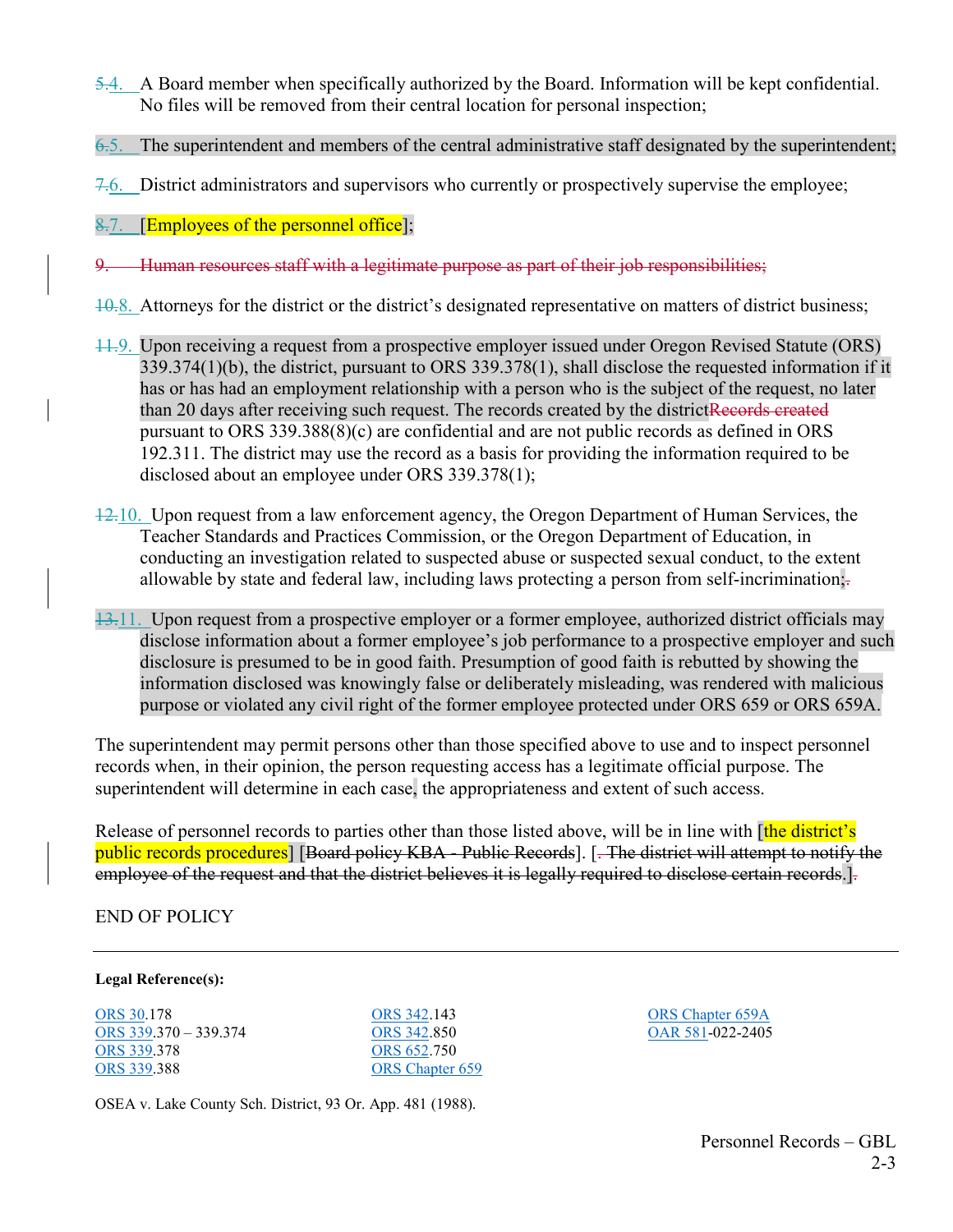~~5.~~4. A Board member when specifically authorized by the Board. Information will be kept confidential. No files will be removed from their central location for personal inspection;

~~6.~~5. The superintendent and members of the central administrative staff designated by the superintendent;

~~7.~~6. District administrators and supervisors who currently or prospectively supervise the employee;

~~8.~~7. [Employees of the personnel office];

~~9. Human resources staff with a legitimate purpose as part of their job responsibilities;~~

~~10.~~8. Attorneys for the district or the district's designated representative on matters of district business;

~~11.~~9. Upon receiving a request from a prospective employer issued under Oregon Revised Statute (ORS) 339.374(1)(b), the district, pursuant to ORS 339.378(1), shall disclose the requested information if it has or has had an employment relationship with a person who is the subject of the request, no later than 20 days after receiving such request. The records created by the district~~Records created~~ pursuant to ORS 339.388(8)(c) are confidential and are not public records as defined in ORS 192.311. The district may use the record as a basis for providing the information required to be disclosed about an employee under ORS 339.378(1);

~~12.~~10. Upon request from a law enforcement agency, the Oregon Department of Human Services, the Teacher Standards and Practices Commission, or the Oregon Department of Education, in conducting an investigation related to suspected abuse or suspected sexual conduct, to the extent allowable by state and federal law, including laws protecting a person from self-incrimination;~~.~~

~~13.~~11. Upon request from a prospective employer or a former employee, authorized district officials may disclose information about a former employee's job performance to a prospective employer and such disclosure is presumed to be in good faith. Presumption of good faith is rebutted by showing the information disclosed was knowingly false or deliberately misleading, was rendered with malicious purpose or violated any civil right of the former employee protected under ORS 659 or ORS 659A.

The superintendent may permit persons other than those specified above to use and to inspect personnel records when, in their opinion, the person requesting access has a legitimate official purpose. The superintendent will determine in each case, the appropriateness and extent of such access.

Release of personnel records to parties other than those listed above, will be in line with [the district's public records procedures] [~~Board policy KBA - Public Records~~]. [~~. The district will attempt to notify the employee of the request and that the district believes it is legally required to disclose certain records.~~]~~.~~

END OF POLICY

---

**Legal Reference(s):**

ORS 30.178
ORS 339.370 – 339.374
ORS 339.378
ORS 339.388
ORS 342.143
ORS 342.850
ORS 652.750
ORS Chapter 659
ORS Chapter 659A
OAR 581-022-2405

OSEA v. Lake County Sch. District, 93 Or. App. 481 (1988).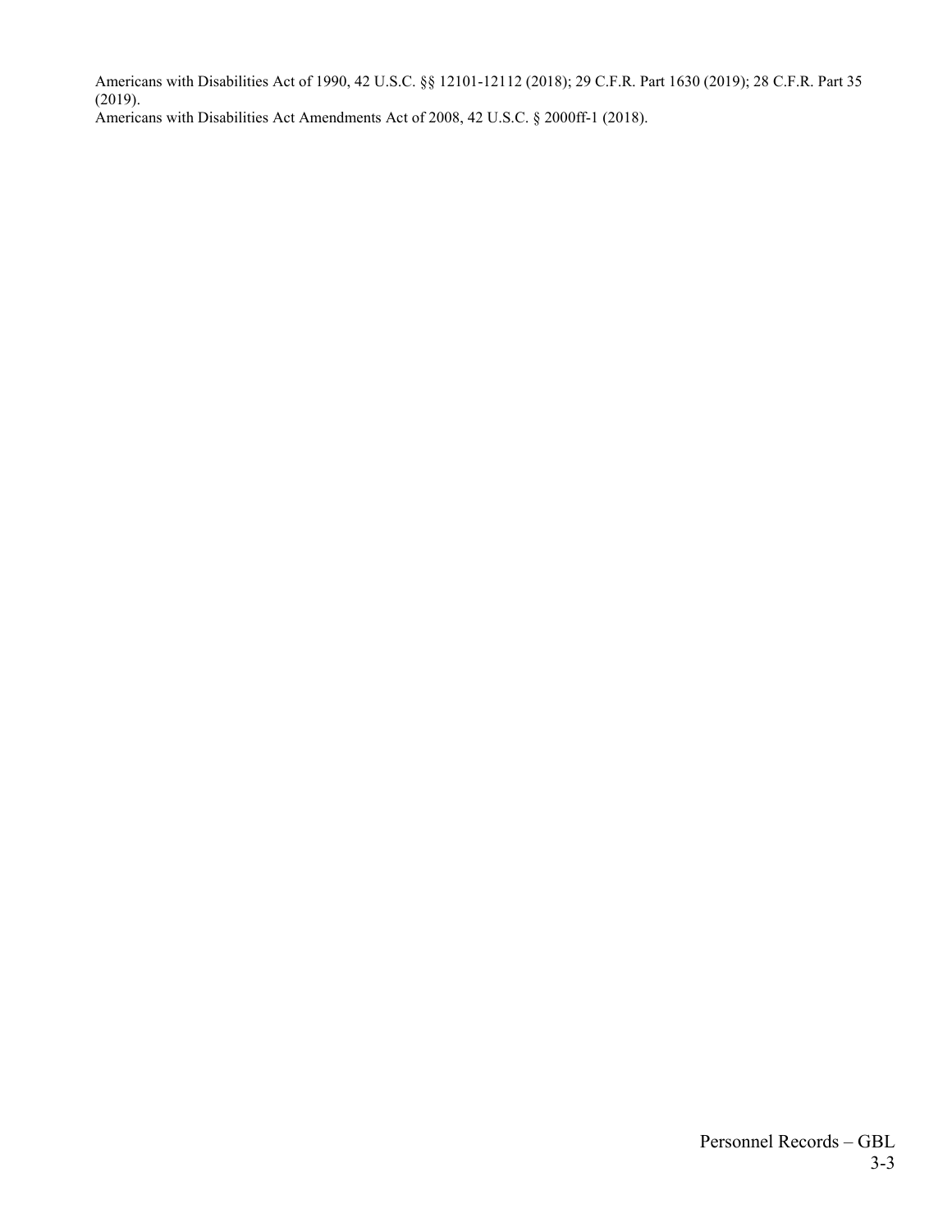Americans with Disabilities Act of 1990, 42 U.S.C. §§ 12101-12112 (2018); 29 C.F.R. Part 1630 (2019); 28 C.F.R. Part 35 (2019).
Americans with Disabilities Act Amendments Act of 2008, 42 U.S.C. § 2000ff-1 (2018).